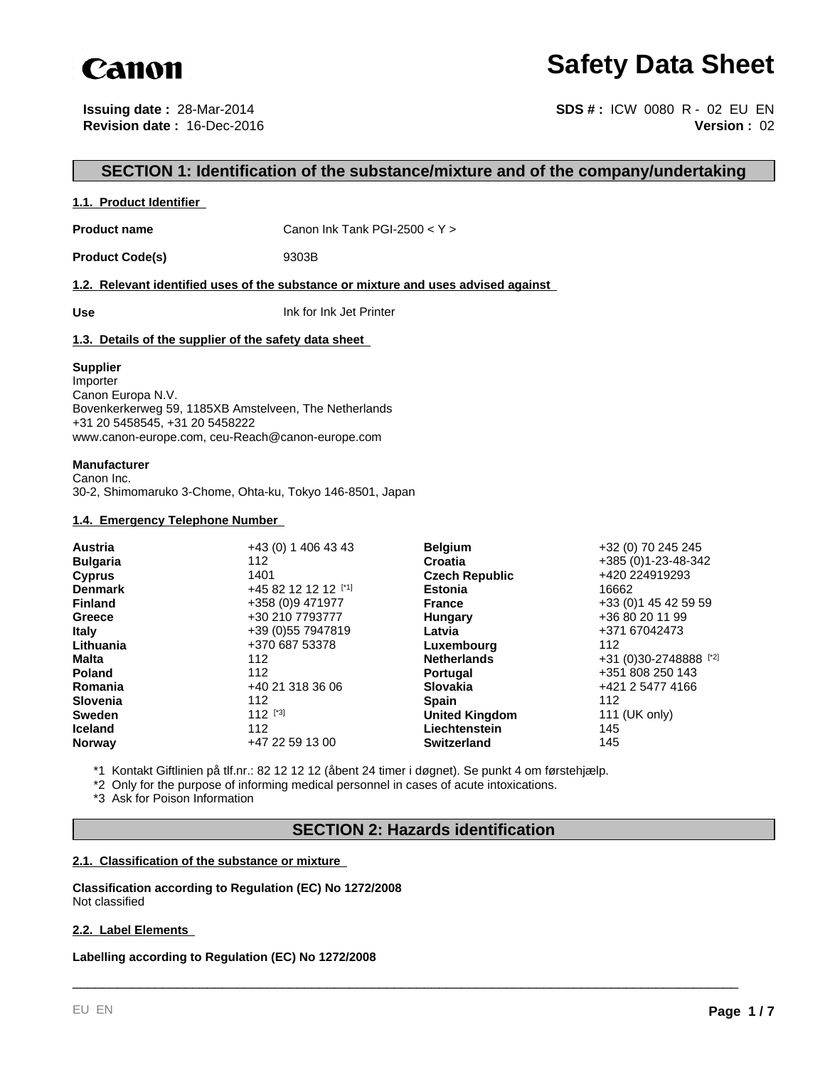Canon

# Safety Data Sheet

**Issuing date :** 28-Mar-2014
**Revision date :** 16-Dec-2016

**SDS # :** ICW 0080 R - 02 EU EN
**Version :** 02

## SECTION 1: Identification of the substance/mixture and of the company/undertaking

### 1.1. Product Identifier

**Product name** Canon Ink Tank PGI-2500 < Y >

**Product Code(s)** 9303B

### 1.2. Relevant identified uses of the substance or mixture and uses advised against

**Use** Ink for Ink Jet Printer

### 1.3. Details of the supplier of the safety data sheet

**Supplier**
Importer
Canon Europa N.V.
Bovenkerkerweg 59, 1185XB Amstelveen, The Netherlands
+31 20 5458545, +31 20 5458222
www.canon-europe.com, ceu-Reach@canon-europe.com

**Manufacturer**
Canon Inc.
30-2, Shimomaruko 3-Chome, Ohta-ku, Tokyo 146-8501, Japan

### 1.4. Emergency Telephone Number

| | | | |
|---|---|---|---|
| **Austria** | +43 (0) 1 406 43 43 | **Belgium** | +32 (0) 70 245 245 |
| **Bulgaria** | 112 | **Croatia** | +385 (0)1-23-48-342 |
| **Cyprus** | 1401 | **Czech Republic** | +420 224919293 |
| **Denmark** | +45 82 12 12 12 [*1] | **Estonia** | 16662 |
| **Finland** | +358 (0)9 471977 | **France** | +33 (0)1 45 42 59 59 |
| **Greece** | +30 210 7793777 | **Hungary** | +36 80 20 11 99 |
| **Italy** | +39 (0)55 7947819 | **Latvia** | +371 67042473 |
| **Lithuania** | +370 687 53378 | **Luxembourg** | 112 |
| **Malta** | 112 | **Netherlands** | +31 (0)30-2748888 [*2] |
| **Poland** | 112 | **Portugal** | +351 808 250 143 |
| **Romania** | +40 21 318 36 06 | **Slovakia** | +421 2 5477 4166 |
| **Slovenia** | 112 | **Spain** | 112 |
| **Sweden** | 112 [*3] | **United Kingdom** | 111 (UK only) |
| **Iceland** | 112 | **Liechtenstein** | 145 |
| **Norway** | +47 22 59 13 00 | **Switzerland** | 145 |

*1 Kontakt Giftlinien på tlf.nr.: 82 12 12 12 (åbent 24 timer i døgnet). Se punkt 4 om førstehjælp.
*2 Only for the purpose of informing medical personnel in cases of acute intoxications.
*3 Ask for Poison Information

## SECTION 2: Hazards identification

### 2.1. Classification of the substance or mixture

**Classification according to Regulation (EC) No 1272/2008**
Not classified

### 2.2. Label Elements

**Labelling according to Regulation (EC) No 1272/2008**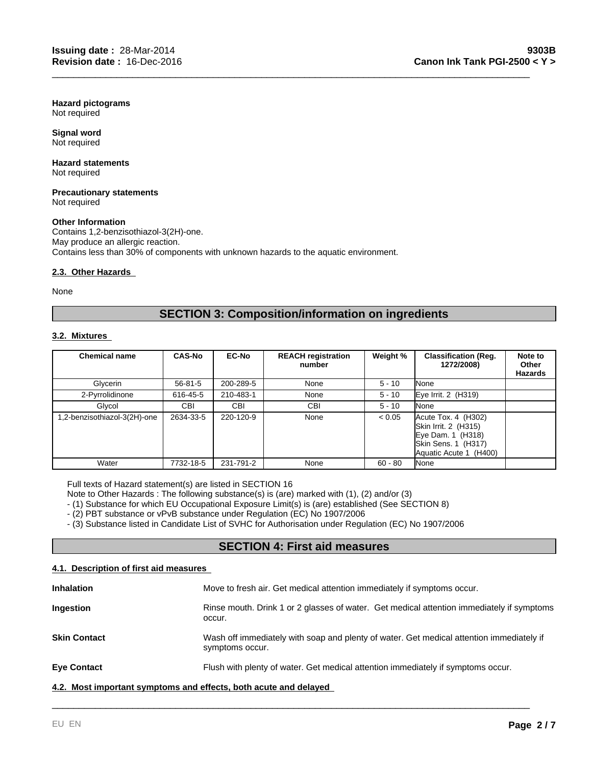**Hazard pictograms**
Not required

**Signal word**
Not required

**Hazard statements**
Not required

**Precautionary statements**
Not required

**Other Information**
Contains 1,2-benzisothiazol-3(2H)-one.
May produce an allergic reaction.
Contains less than 30% of components with unknown hazards to the aquatic environment.

### 2.3. Other Hazards

None

## SECTION 3: Composition/information on ingredients

### 3.2. Mixtures

| Chemical name | CAS-No | EC-No | REACH registration number | Weight % | Classification (Reg. 1272/2008) | Note to Other Hazards |
|---|---|---|---|---|---|---|
| Glycerin | 56-81-5 | 200-289-5 | None | 5 - 10 | None | |
| 2-Pyrrolidinone | 616-45-5 | 210-483-1 | None | 5 - 10 | Eye Irrit. 2 (H319) | |
| Glycol | CBI | CBI | CBI | 5 - 10 | None | |
| 1,2-benzisothiazol-3(2H)-one | 2634-33-5 | 220-120-9 | None | < 0.05 | Acute Tox. 4 (H302)<br>Skin Irrit. 2 (H315)<br>Eye Dam. 1 (H318)<br>Skin Sens. 1 (H317)<br>Aquatic Acute 1 (H400) | |
| Water | 7732-18-5 | 231-791-2 | None | 60 - 80 | None | |

Full texts of Hazard statement(s) are listed in SECTION 16
Note to Other Hazards : The following substance(s) is (are) marked with (1), (2) and/or (3)
- (1) Substance for which EU Occupational Exposure Limit(s) is (are) established (See SECTION 8)
- (2) PBT substance or vPvB substance under Regulation (EC) No 1907/2006
- (3) Substance listed in Candidate List of SVHC for Authorisation under Regulation (EC) No 1907/2006

## SECTION 4: First aid measures

### 4.1. Description of first aid measures

**Inhalation** Move to fresh air. Get medical attention immediately if symptoms occur.

**Ingestion** Rinse mouth. Drink 1 or 2 glasses of water. Get medical attention immediately if symptoms occur.

**Skin Contact** Wash off immediately with soap and plenty of water. Get medical attention immediately if symptoms occur.

**Eye Contact** Flush with plenty of water. Get medical attention immediately if symptoms occur.

### 4.2. Most important symptoms and effects, both acute and delayed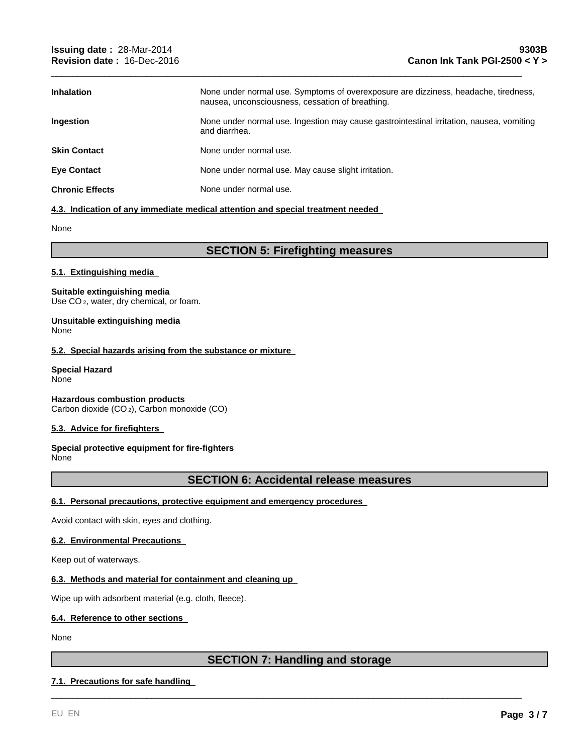| | |
|---|---|
| **Inhalation** | None under normal use. Symptoms of overexposure are dizziness, headache, tiredness, nausea, unconsciousness, cessation of breathing. |
| **Ingestion** | None under normal use. Ingestion may cause gastrointestinal irritation, nausea, vomiting and diarrhea. |
| **Skin Contact** | None under normal use. |
| **Eye Contact** | None under normal use. May cause slight irritation. |
| **Chronic Effects** | None under normal use. |

### 4.3. Indication of any immediate medical attention and special treatment needed

None

## SECTION 5: Firefighting measures

### 5.1. Extinguishing media

**Suitable extinguishing media**
Use $CO_2$, water, dry chemical, or foam.

**Unsuitable extinguishing media**
None

### 5.2. Special hazards arising from the substance or mixture

**Special Hazard**
None

**Hazardous combustion products**
Carbon dioxide ($CO_2$), Carbon monoxide (CO)

### 5.3. Advice for firefighters

**Special protective equipment for fire-fighters**
None

## SECTION 6: Accidental release measures

### 6.1. Personal precautions, protective equipment and emergency procedures

Avoid contact with skin, eyes and clothing.

### 6.2. Environmental Precautions

Keep out of waterways.

### 6.3. Methods and material for containment and cleaning up

Wipe up with adsorbent material (e.g. cloth, fleece).

### 6.4. Reference to other sections

None

## SECTION 7: Handling and storage

### 7.1. Precautions for safe handling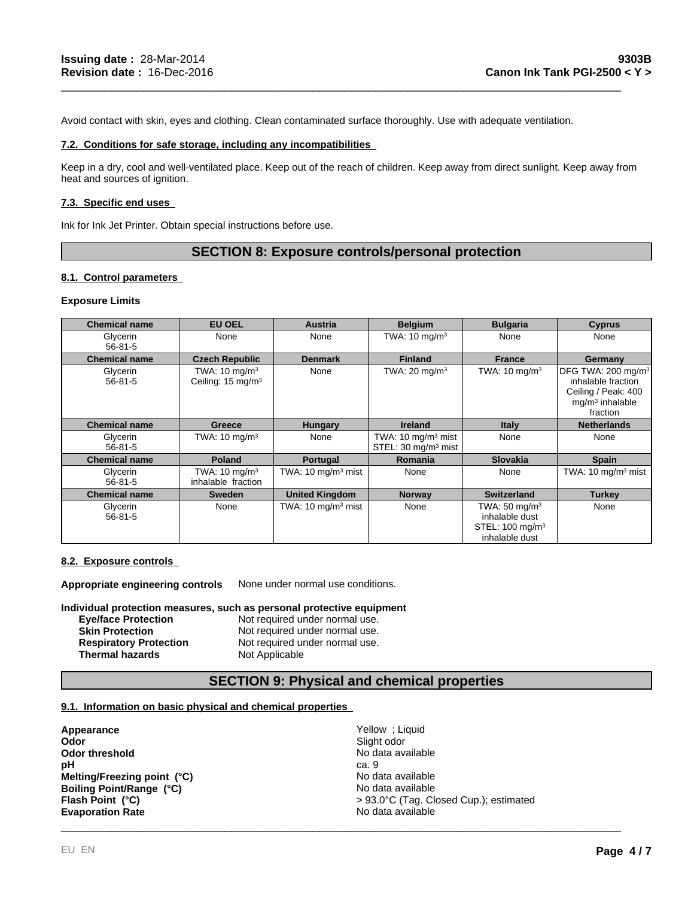Avoid contact with skin, eyes and clothing. Clean contaminated surface thoroughly. Use with adequate ventilation.

### 7.2. Conditions for safe storage, including any incompatibilities

Keep in a dry, cool and well-ventilated place. Keep out of the reach of children. Keep away from direct sunlight. Keep away from heat and sources of ignition.

### 7.3. Specific end uses

Ink for Ink Jet Printer. Obtain special instructions before use.

## SECTION 8: Exposure controls/personal protection

### 8.1. Control parameters

**Exposure Limits**

| Chemical name | EU OEL | Austria | Belgium | Bulgaria | Cyprus |
|---|---|---|---|---|---|
| Glycerin 56-81-5 | None | None | TWA: 10 mg/m$^3$ | None | None |
| **Chemical name** | **Czech Republic** | **Denmark** | **Finland** | **France** | **Germany** |
| Glycerin 56-81-5 | TWA: 10 mg/m$^3$ Ceiling: 15 mg/m$^3$ | None | TWA: 20 mg/m$^3$ | TWA: 10 mg/m$^3$ | DFG TWA: 200 mg/m$^3$ inhalable fraction Ceiling / Peak: 400 mg/m$^3$ inhalable fraction |
| **Chemical name** | **Greece** | **Hungary** | **Ireland** | **Italy** | **Netherlands** |
| Glycerin 56-81-5 | TWA: 10 mg/m$^3$ | None | TWA: 10 mg/m$^3$ mist STEL: 30 mg/m$^3$ mist | None | None |
| **Chemical name** | **Poland** | **Portugal** | **Romania** | **Slovakia** | **Spain** |
| Glycerin 56-81-5 | TWA: 10 mg/m$^3$ inhalable fraction | TWA: 10 mg/m$^3$ mist | None | None | TWA: 10 mg/m$^3$ mist |
| **Chemical name** | **Sweden** | **United Kingdom** | **Norway** | **Switzerland** | **Turkey** |
| Glycerin 56-81-5 | None | TWA: 10 mg/m$^3$ mist | None | TWA: 50 mg/m$^3$ inhalable dust STEL: 100 mg/m$^3$ inhalable dust | None |

### 8.2. Exposure controls

**Appropriate engineering controls** None under normal use conditions.

**Individual protection measures, such as personal protective equipment**

**Eye/face Protection** Not required under normal use.
**Skin Protection** Not required under normal use.
**Respiratory Protection** Not required under normal use.
**Thermal hazards** Not Applicable

## SECTION 9: Physical and chemical properties

### 9.1. Information on basic physical and chemical properties

| | |
|---|---|
| **Appearance** | Yellow ; Liquid |
| **Odor** | Slight odor |
| **Odor threshold** | No data available |
| **pH** | ca. 9 |
| **Melting/Freezing point (°C)** | No data available |
| **Boiling Point/Range (°C)** | No data available |
| **Flash Point (°C)** | > 93.0°C (Tag. Closed Cup.); estimated |
| **Evaporation Rate** | No data available |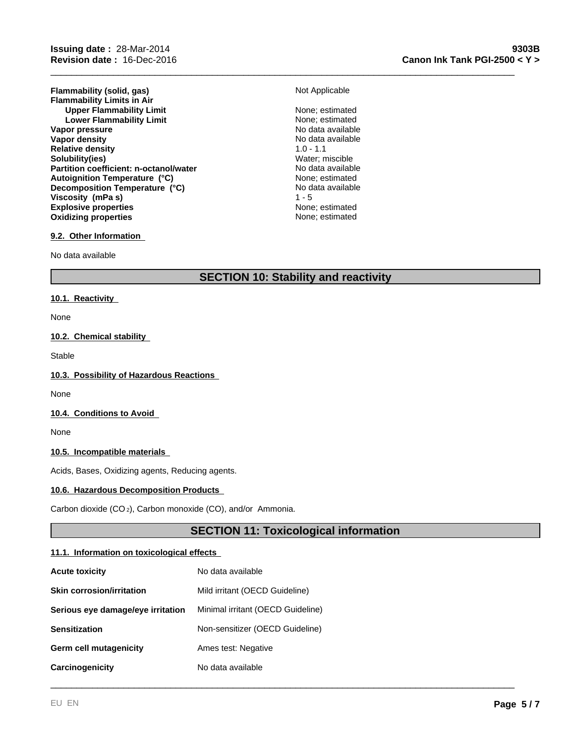| | |
|---|---|
| **Flammability (solid, gas)** | Not Applicable |
| **Flammability Limits in Air** | |
| **Upper Flammability Limit** | None; estimated |
| **Lower Flammability Limit** | None; estimated |
| **Vapor pressure** | No data available |
| **Vapor density** | No data available |
| **Relative density** | 1.0 - 1.1 |
| **Solubility(ies)** | Water; miscible |
| **Partition coefficient: n-octanol/water** | No data available |
| **Autoignition Temperature (°C)** | None; estimated |
| **Decomposition Temperature (°C)** | No data available |
| **Viscosity (mPa s)** | 1 - 5 |
| **Explosive properties** | None; estimated |
| **Oxidizing properties** | None; estimated |

### 9.2. Other Information

No data available

## SECTION 10: Stability and reactivity

### 10.1. Reactivity

None

### 10.2. Chemical stability

Stable

### 10.3. Possibility of Hazardous Reactions

None

### 10.4. Conditions to Avoid

None

### 10.5. Incompatible materials

Acids, Bases, Oxidizing agents, Reducing agents.

### 10.6. Hazardous Decomposition Products

Carbon dioxide ($CO_2$), Carbon monoxide (CO), and/or Ammonia.

## SECTION 11: Toxicological information

### 11.1. Information on toxicological effects

| | |
|---|---|
| **Acute toxicity** | No data available |
| **Skin corrosion/irritation** | Mild irritant (OECD Guideline) |
| **Serious eye damage/eye irritation** | Minimal irritant (OECD Guideline) |
| **Sensitization** | Non-sensitizer (OECD Guideline) |
| **Germ cell mutagenicity** | Ames test: Negative |
| **Carcinogenicity** | No data available |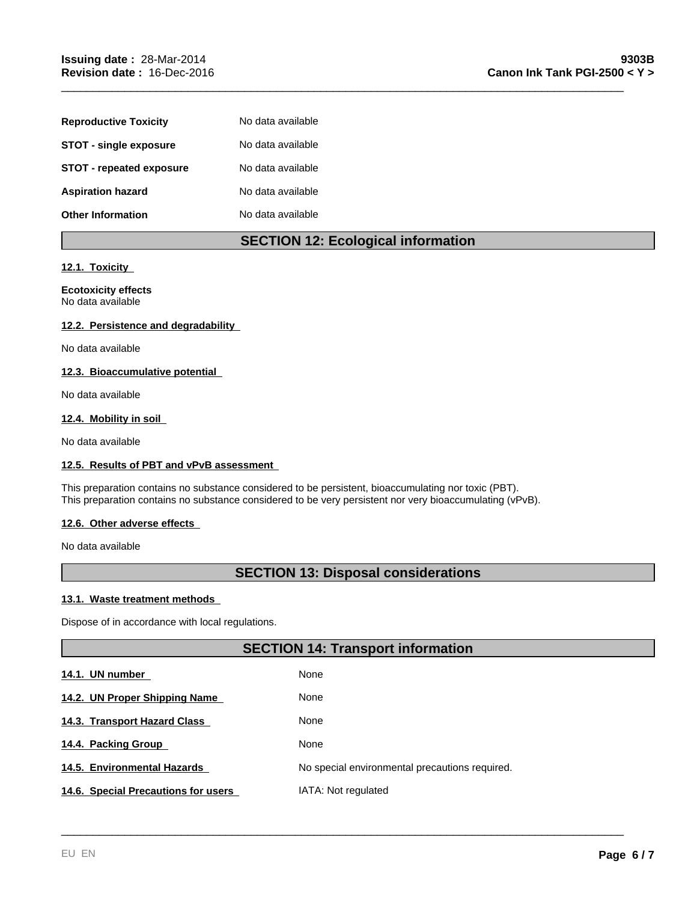| | |
|---|---|
| **Reproductive Toxicity** | No data available |
| **STOT - single exposure** | No data available |
| **STOT - repeated exposure** | No data available |
| **Aspiration hazard** | No data available |
| **Other Information** | No data available |

## SECTION 12: Ecological information

### 12.1. Toxicity

**Ecotoxicity effects**
No data available

### 12.2. Persistence and degradability

No data available

### 12.3. Bioaccumulative potential

No data available

### 12.4. Mobility in soil

No data available

### 12.5. Results of PBT and vPvB assessment

This preparation contains no substance considered to be persistent, bioaccumulating nor toxic (PBT).
This preparation contains no substance considered to be very persistent nor very bioaccumulating (vPvB).

### 12.6. Other adverse effects

No data available

## SECTION 13: Disposal considerations

### 13.1. Waste treatment methods

Dispose of in accordance with local regulations.

## SECTION 14: Transport information

| | |
|---|---|
| **14.1. UN number** | None |
| **14.2. UN Proper Shipping Name** | None |
| **14.3. Transport Hazard Class** | None |
| **14.4. Packing Group** | None |
| **14.5. Environmental Hazards** | No special environmental precautions required. |
| **14.6. Special Precautions for users** | IATA: Not regulated |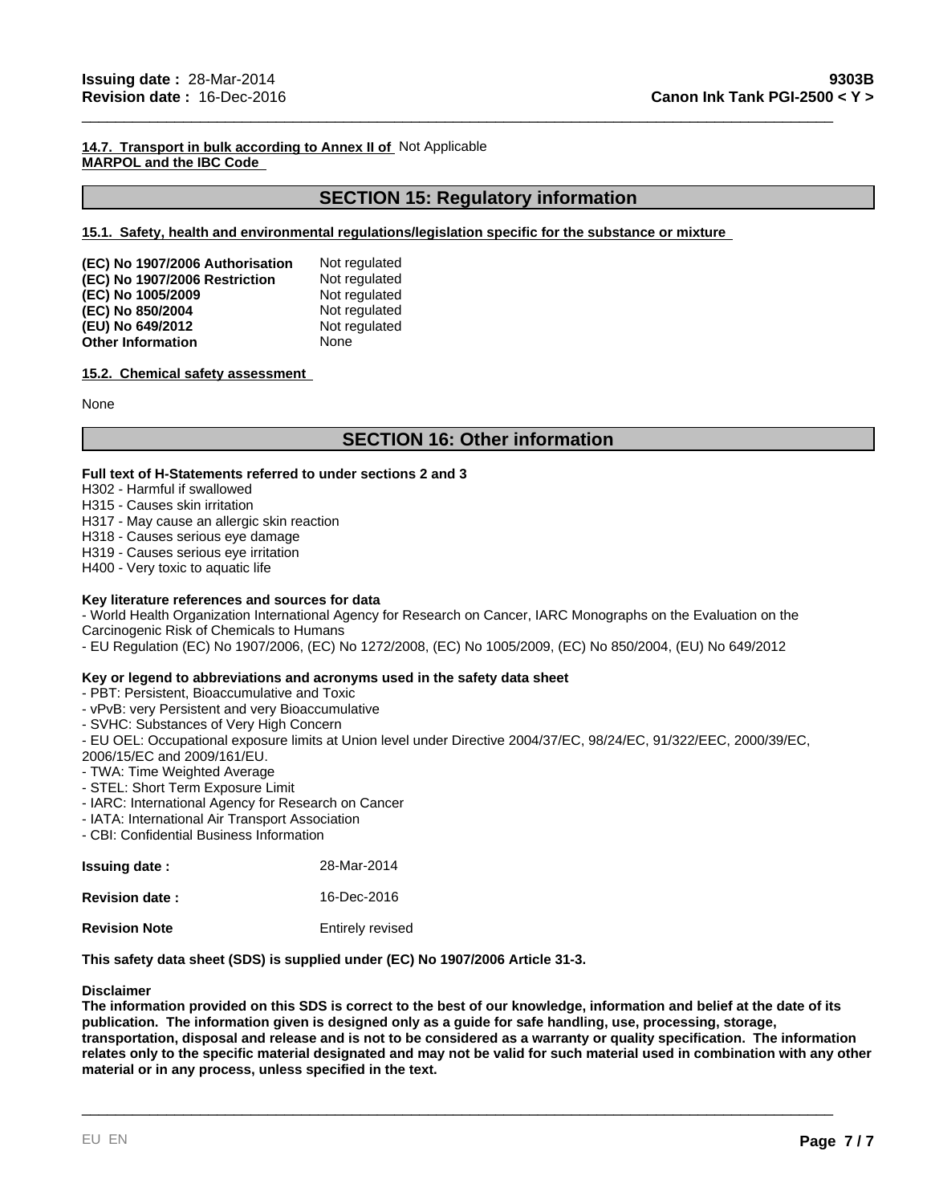**14.7. Transport in bulk according to Annex II of MARPOL and the IBC Code** Not Applicable

## SECTION 15: Regulatory information

**15.1. Safety, health and environmental regulations/legislation specific for the substance or mixture**

| | |
|---|---|
| **(EC) No 1907/2006 Authorisation** | Not regulated |
| **(EC) No 1907/2006 Restriction** | Not regulated |
| **(EC) No 1005/2009** | Not regulated |
| **(EC) No 850/2004** | Not regulated |
| **(EU) No 649/2012** | Not regulated |
| **Other Information** | None |

**15.2. Chemical safety assessment**

None

## SECTION 16: Other information

**Full text of H-Statements referred to under sections 2 and 3**

H302 - Harmful if swallowed
H315 - Causes skin irritation
H317 - May cause an allergic skin reaction
H318 - Causes serious eye damage
H319 - Causes serious eye irritation
H400 - Very toxic to aquatic life

**Key literature references and sources for data**

- World Health Organization International Agency for Research on Cancer, IARC Monographs on the Evaluation on the Carcinogenic Risk of Chemicals to Humans
- EU Regulation (EC) No 1907/2006, (EC) No 1272/2008, (EC) No 1005/2009, (EC) No 850/2004, (EU) No 649/2012

**Key or legend to abbreviations and acronyms used in the safety data sheet**

- PBT: Persistent, Bioaccumulative and Toxic
- vPvB: very Persistent and very Bioaccumulative
- SVHC: Substances of Very High Concern
- EU OEL: Occupational exposure limits at Union level under Directive 2004/37/EC, 98/24/EC, 91/322/EEC, 2000/39/EC, 2006/15/EC and 2009/161/EU.
- TWA: Time Weighted Average
- STEL: Short Term Exposure Limit
- IARC: International Agency for Research on Cancer
- IATA: International Air Transport Association
- CBI: Confidential Business Information

| | |
|---|---|
| **Issuing date :** | 28-Mar-2014 |
| **Revision date :** | 16-Dec-2016 |
| **Revision Note** | Entirely revised |

**This safety data sheet (SDS) is supplied under (EC) No 1907/2006 Article 31-3.**

**Disclaimer**

**The information provided on this SDS is correct to the best of our knowledge, information and belief at the date of its publication. The information given is designed only as a guide for safe handling, use, processing, storage, transportation, disposal and release and is not to be considered as a warranty or quality specification. The information relates only to the specific material designated and may not be valid for such material used in combination with any other material or in any process, unless specified in the text.**